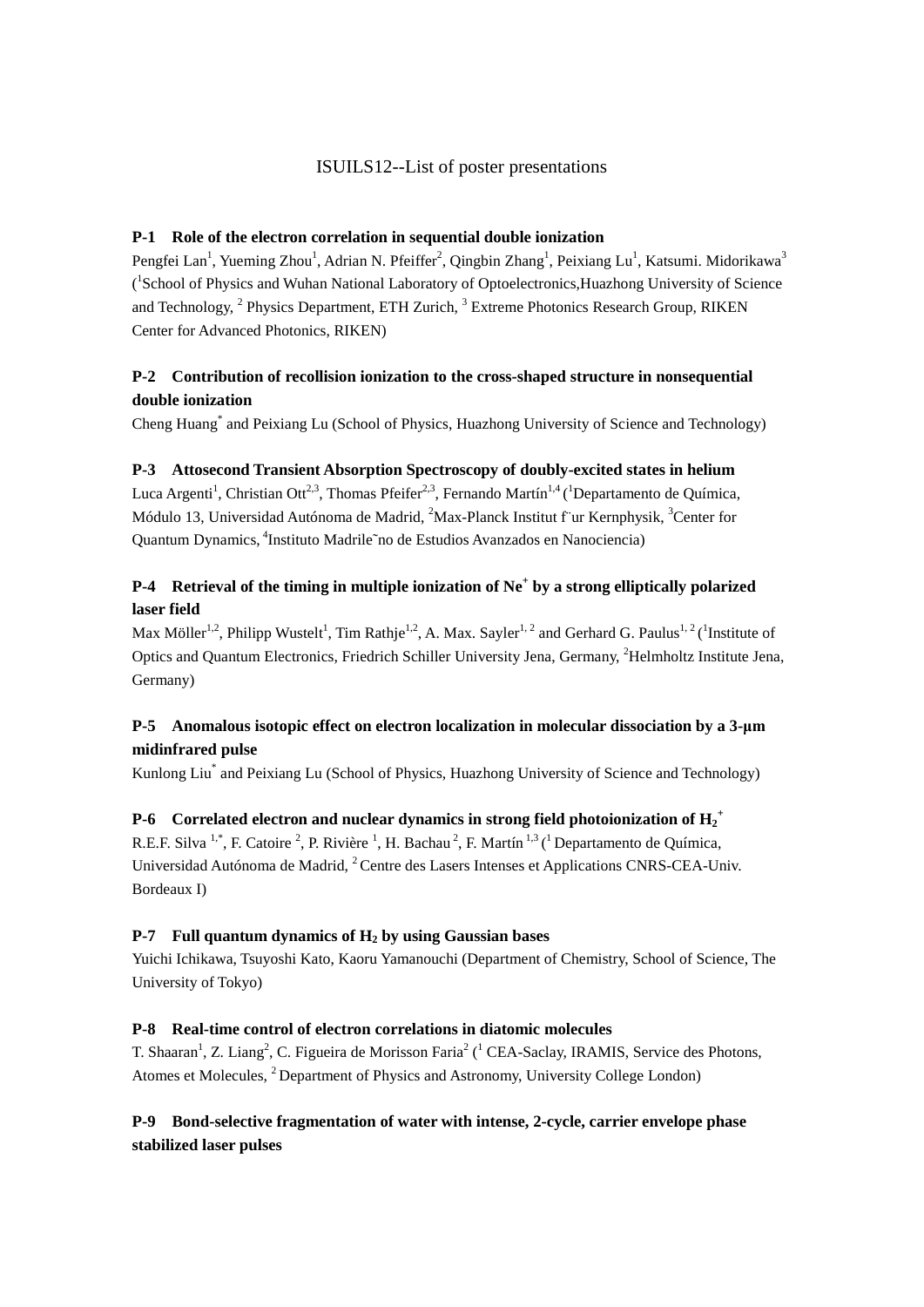# ISUILS12--List of poster presentations

**P-1 Role of the electron correlation in sequential double ionization**

Pengfei Lan[1], Yueming Zhou[1], Adrian N. Pfeiffer[2], Qingbin Zhang[1], Peixiang Lu[1], Katsumi. Midorikawa[3] ([1]School of Physics and Wuhan National Laboratory of Optoelectronics,Huazhong University of Science and Technology, [2] Physics Department, ETH Zurich, [3] Extreme Photonics Research Group, RIKEN Center for Advanced Photonics, RIKEN)

**P-2 Contribution of recollision ionization to the cross-shaped structure in nonsequential double ionization**

Cheng Huang* and Peixiang Lu (School of Physics, Huazhong University of Science and Technology)

**P-3 Attosecond Transient Absorption Spectroscopy of doubly-excited states in helium**

Luca Argenti[1], Christian Ott[2,3], Thomas Pfeifer[2,3], Fernando Martín[1,4] ([1]Departamento de Química, Módulo 13, Universidad Autónoma de Madrid, [2]Max-Planck Institut f¨ur Kernphysik, [3]Center for Quantum Dynamics, [4]Instituto Madrile˜no de Estudios Avanzados en Nanociencia)

**P-4 Retrieval of the timing in multiple ionization of $Ne^+$ by a strong elliptically polarized laser field**

Max Möller[1,2], Philipp Wustelt[1], Tim Rathje[1,2], A. Max. Sayler[1, 2] and Gerhard G. Paulus[1, 2] ([1]Institute of Optics and Quantum Electronics, Friedrich Schiller University Jena, Germany, [2]Helmholtz Institute Jena, Germany)

**P-5 Anomalous isotopic effect on electron localization in molecular dissociation by a 3-μm midinfrared pulse**

Kunlong Liu* and Peixiang Lu (School of Physics, Huazhong University of Science and Technology)

**P-6 Correlated electron and nuclear dynamics in strong field photoionization of $H_2^+$**

R.E.F. Silva [1,*], F. Catoire [2], P. Rivière [1], H. Bachau [2], F. Martín [1,3] ([1] Departamento de Química, Universidad Autónoma de Madrid, [2] Centre des Lasers Intenses et Applications CNRS-CEA-Univ. Bordeaux I)

**P-7 Full quantum dynamics of $H_2$ by using Gaussian bases**

Yuichi Ichikawa, Tsuyoshi Kato, Kaoru Yamanouchi (Department of Chemistry, School of Science, The University of Tokyo)

**P-8 Real-time control of electron correlations in diatomic molecules**

T. Shaaran[1], Z. Liang[2], C. Figueira de Morisson Faria[2] ([1] CEA-Saclay, IRAMIS, Service des Photons, Atomes et Molecules, [2] Department of Physics and Astronomy, University College London)

**P-9 Bond-selective fragmentation of water with intense, 2-cycle, carrier envelope phase stabilized laser pulses**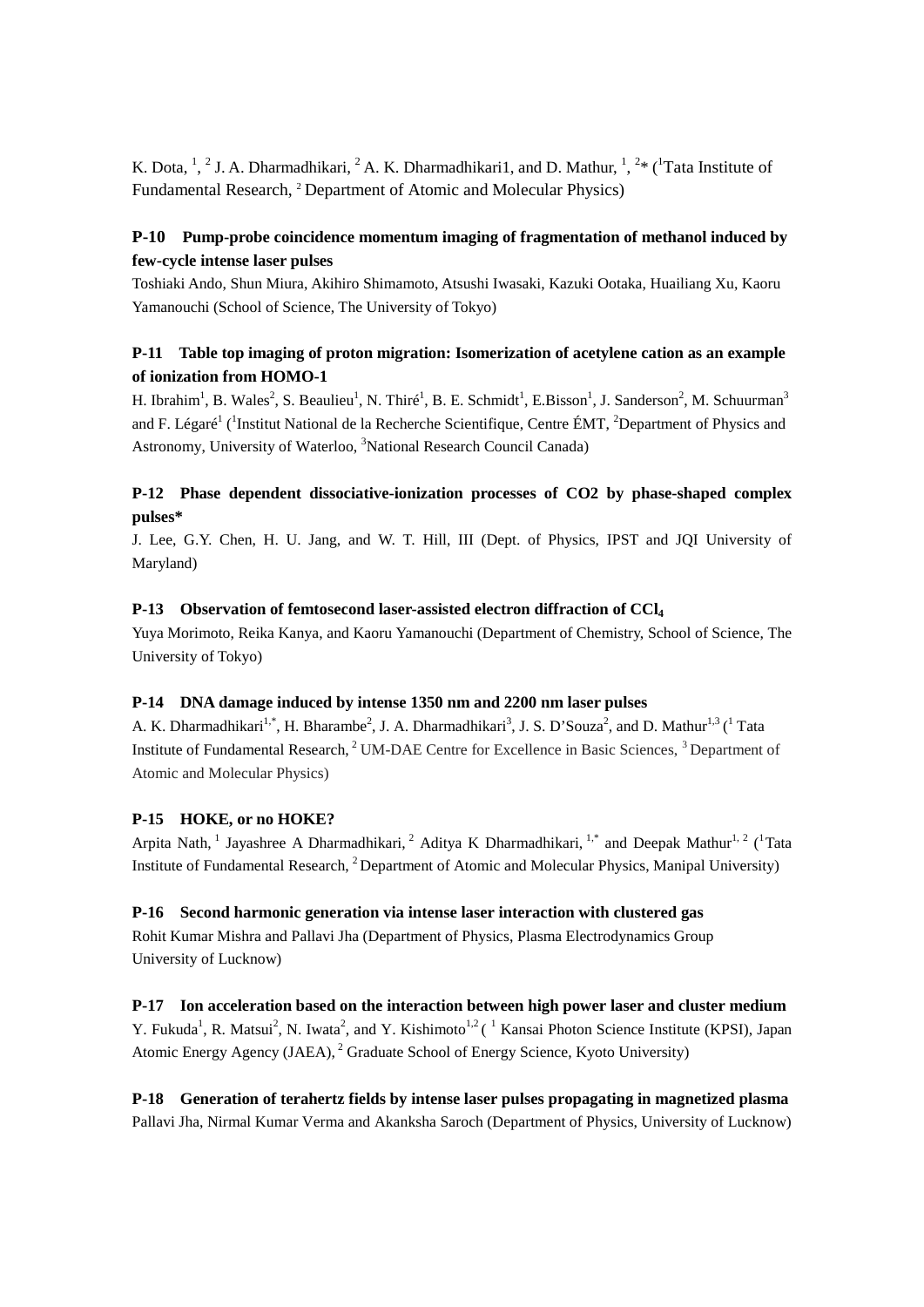K. Dota, [1], [2] J. A. Dharmadhikari, [2] A. K. Dharmadhikari1, and D. Mathur, [1], [2]* ([1]Tata Institute of Fundamental Research, [2] Department of Atomic and Molecular Physics)

**P-10 Pump-probe coincidence momentum imaging of fragmentation of methanol induced by few-cycle intense laser pulses**

Toshiaki Ando, Shun Miura, Akihiro Shimamoto, Atsushi Iwasaki, Kazuki Ootaka, Huailiang Xu, Kaoru Yamanouchi (School of Science, The University of Tokyo)

**P-11 Table top imaging of proton migration: Isomerization of acetylene cation as an example of ionization from HOMO-1**

H. Ibrahim[1], B. Wales[2], S. Beaulieu[1], N. Thiré[1], B. E. Schmidt[1], E.Bisson[1], J. Sanderson[2], M. Schuurman[3] and F. Légaré[1] ([1]Institut National de la Recherche Scientifique, Centre ÉMT, [2]Department of Physics and Astronomy, University of Waterloo, [3]National Research Council Canada)

**P-12 Phase dependent dissociative-ionization processes of CO2 by phase-shaped complex pulses***

J. Lee, G.Y. Chen, H. U. Jang, and W. T. Hill, III (Dept. of Physics, IPST and JQI University of Maryland)

**P-13 Observation of femtosecond laser-assisted electron diffraction of $CCl_4$**

Yuya Morimoto, Reika Kanya, and Kaoru Yamanouchi (Department of Chemistry, School of Science, The University of Tokyo)

**P-14 DNA damage induced by intense 1350 nm and 2200 nm laser pulses**

A. K. Dharmadhikari[1,*], H. Bharambe[2], J. A. Dharmadhikari[3], J. S. D'Souza[2], and D. Mathur[1,3] ([1] Tata Institute of Fundamental Research, [2] UM-DAE Centre for Excellence in Basic Sciences, [3] Department of Atomic and Molecular Physics)

**P-15 HOKE, or no HOKE?**

Arpita Nath, [1] Jayashree A Dharmadhikari, [2] Aditya K Dharmadhikari, [1,*] and Deepak Mathur[1, 2] ([1]Tata Institute of Fundamental Research, [2] Department of Atomic and Molecular Physics, Manipal University)

**P-16 Second harmonic generation via intense laser interaction with clustered gas**

Rohit Kumar Mishra and Pallavi Jha (Department of Physics, Plasma Electrodynamics Group University of Lucknow)

**P-17 Ion acceleration based on the interaction between high power laser and cluster medium**

Y. Fukuda[1], R. Matsui[2], N. Iwata[2], and Y. Kishimoto[1,2] ( [1] Kansai Photon Science Institute (KPSI), Japan Atomic Energy Agency (JAEA), [2] Graduate School of Energy Science, Kyoto University)

**P-18 Generation of terahertz fields by intense laser pulses propagating in magnetized plasma**

Pallavi Jha, Nirmal Kumar Verma and Akanksha Saroch (Department of Physics, University of Lucknow)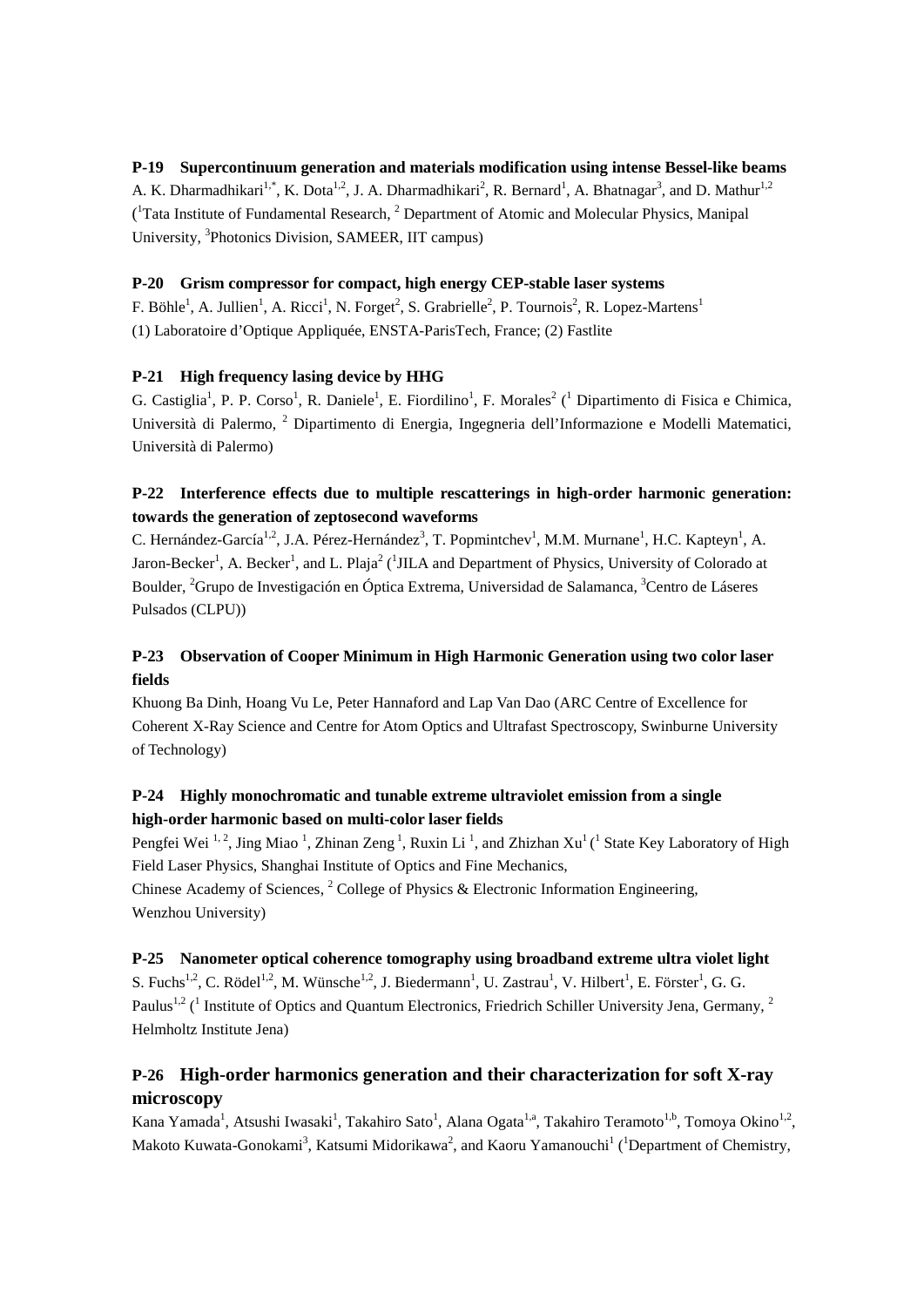**P-19 Supercontinuum generation and materials modification using intense Bessel-like beams**

A. K. Dharmadhikari[1,*], K. Dota[1,2], J. A. Dharmadhikari[2], R. Bernard[1], A. Bhatnagar[3], and D. Mathur[1,2] ([1]Tata Institute of Fundamental Research, [2] Department of Atomic and Molecular Physics, Manipal University, [3]Photonics Division, SAMEER, IIT campus)

**P-20 Grism compressor for compact, high energy CEP-stable laser systems**

F. Böhle[1], A. Jullien[1], A. Ricci[1], N. Forget[2], S. Grabrielle[2], P. Tournois[2], R. Lopez-Martens[1]
(1) Laboratoire d'Optique Appliquée, ENSTA-ParisTech, France; (2) Fastlite

**P-21 High frequency lasing device by HHG**

G. Castiglia[1], P. P. Corso[1], R. Daniele[1], E. Fiordilino[1], F. Morales[2] ([1] Dipartimento di Fisica e Chimica, Università di Palermo, [2] Dipartimento di Energia, Ingegneria dell'Informazione e Modelli Matematici, Università di Palermo)

**P-22 Interference effects due to multiple rescatterings in high-order harmonic generation: towards the generation of zeptosecond waveforms**

C. Hernández-García[1,2], J.A. Pérez-Hernández[3], T. Popmintchev[1], M.M. Murnane[1], H.C. Kapteyn[1], A. Jaron-Becker[1], A. Becker[1], and L. Plaja[2] ([1]JILA and Department of Physics, University of Colorado at Boulder, [2]Grupo de Investigación en Óptica Extrema, Universidad de Salamanca, [3]Centro de Láseres Pulsados (CLPU))

**P-23 Observation of Cooper Minimum in High Harmonic Generation using two color laser fields**

Khuong Ba Dinh, Hoang Vu Le, Peter Hannaford and Lap Van Dao (ARC Centre of Excellence for Coherent X-Ray Science and Centre for Atom Optics and Ultrafast Spectroscopy, Swinburne University of Technology)

**P-24 Highly monochromatic and tunable extreme ultraviolet emission from a single high-order harmonic based on multi-color laser fields**

Pengfei Wei [1,2], Jing Miao [1], Zhinan Zeng [1], Ruxin Li [1], and Zhizhan Xu[1] ([1] State Key Laboratory of High Field Laser Physics, Shanghai Institute of Optics and Fine Mechanics, Chinese Academy of Sciences, [2] College of Physics & Electronic Information Engineering, Wenzhou University)

**P-25 Nanometer optical coherence tomography using broadband extreme ultra violet light**

S. Fuchs[1,2], C. Rödel[1,2], M. Wünsche[1,2], J. Biedermann[1], U. Zastrau[1], V. Hilbert[1], E. Förster[1], G. G. Paulus[1,2] ([1] Institute of Optics and Quantum Electronics, Friedrich Schiller University Jena, Germany, [2] Helmholtz Institute Jena)

**P-26 High-order harmonics generation and their characterization for soft X-ray microscopy**

Kana Yamada[1], Atsushi Iwasaki[1], Takahiro Sato[1], Alana Ogata[1,a], Takahiro Teramoto[1,b], Tomoya Okino[1,2], Makoto Kuwata-Gonokami[3], Katsumi Midorikawa[2], and Kaoru Yamanouchi[1] ([1]Department of Chemistry,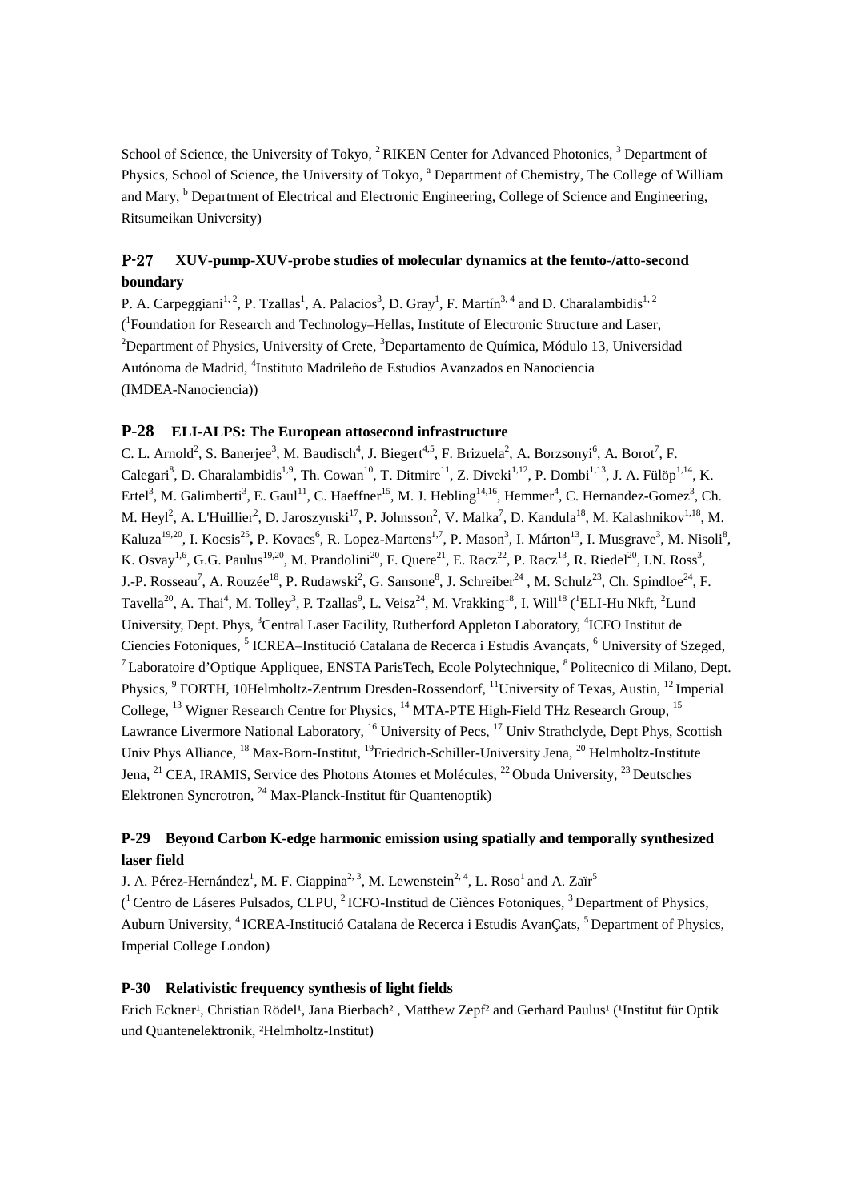School of Science, the University of Tokyo, [2] RIKEN Center for Advanced Photonics, [3] Department of Physics, School of Science, the University of Tokyo, [a] Department of Chemistry, The College of William and Mary, [b] Department of Electrical and Electronic Engineering, College of Science and Engineering, Ritsumeikan University)

### P-27 XUV-pump-XUV-probe studies of molecular dynamics at the femto-/atto-second boundary

P. A. Carpeggiani[1, 2], P. Tzallas[1], A. Palacios[3], D. Gray[1], F. Martín[3, 4] and D. Charalambidis[1, 2]
([1]Foundation for Research and Technology–Hellas, Institute of Electronic Structure and Laser, [2]Department of Physics, University of Crete, [3]Departamento de Química, Módulo 13, Universidad Autónoma de Madrid, [4]Instituto Madrileño de Estudios Avanzados en Nanociencia (IMDEA-Nanociencia))

### P-28 ELI-ALPS: The European attosecond infrastructure

C. L. Arnold[2], S. Banerjee[3], M. Baudisch[4], J. Biegert[4,5], F. Brizuela[2], A. Borzsonyi[6], A. Borot[7], F. Calegari[8], D. Charalambidis[1,9], Th. Cowan[10], T. Ditmire[11], Z. Diveki[1,12], P. Dombi[1,13], J. A. Fülöp[1,14], K. Ertel[3], M. Galimberti[3], E. Gaul[11], C. Haeffner[15], M. J. Hebling[14,16], Hemmer[4], C. Hernandez-Gomez[3], Ch. M. Heyl[2], A. L'Huillier[2], D. Jaroszynski[17], P. Johnsson[2], V. Malka[7], D. Kandula[18], M. Kalashnikov[1,18], M. Kaluza[19,20], I. Kocsis[25], P. Kovacs[6], R. Lopez-Martens[1,7], P. Mason[3], I. Márton[13], I. Musgrave[3], M. Nisoli[8], K. Osvay[1,6], G.G. Paulus[19,20], M. Prandolini[20], F. Quere[21], E. Racz[22], P. Racz[13], R. Riedel[20], I.N. Ross[3], J.-P. Rosseau[7], A. Rouzée[18], P. Rudawski[2], G. Sansone[8], J. Schreiber[24], M. Schulz[23], Ch. Spindloe[24], F. Tavella[20], A. Thai[4], M. Tolley[3], P. Tzallas[9], L. Veisz[24], M. Vrakking[18], I. Will[18] ([1]ELI-Hu Nkft, [2]Lund University, Dept. Phys, [3]Central Laser Facility, Rutherford Appleton Laboratory, [4]ICFO Institut de Ciencies Fotoniques, [5] ICREA–Institució Catalana de Recerca i Estudis Avançats, [6] University of Szeged, [7] Laboratoire d'Optique Appliquee, ENSTA ParisTech, Ecole Polytechnique, [8] Politecnico di Milano, Dept. Physics, [9] FORTH, 10Helmholtz-Zentrum Dresden-Rossendorf, [11]University of Texas, Austin, [12] Imperial College, [13] Wigner Research Centre for Physics, [14] MTA-PTE High-Field THz Research Group, [15] Lawrance Livermore National Laboratory, [16] University of Pecs, [17] Univ Strathclyde, Dept Phys, Scottish Univ Phys Alliance, [18] Max-Born-Institut, [19]Friedrich-Schiller-University Jena, [20] Helmholtz-Institute Jena, [21] CEA, IRAMIS, Service des Photons Atomes et Molécules, [22] Obuda University, [23] Deutsches Elektronen Syncrotron, [24] Max-Planck-Institut für Quantenoptik)

### P-29 Beyond Carbon K-edge harmonic emission using spatially and temporally synthesized laser field

J. A. Pérez-Hernández[1], M. F. Ciappina[2, 3], M. Lewenstein[2, 4], L. Roso[1] and A. Zaïr[5]
([1] Centro de Láseres Pulsados, CLPU, [2] ICFO-Institud de Ciències Fotoniques, [3] Department of Physics, Auburn University, [4] ICREA-Institució Catalana de Recerca i Estudis AvanÇats, [5] Department of Physics, Imperial College London)

### P-30 Relativistic frequency synthesis of light fields

Erich Eckner[1], Christian Rödel[1], Jana Bierbach[2] , Matthew Zepf[2] and Gerhard Paulus[1] ([1]Institut für Optik und Quantenelektronik, [2]Helmholtz-Institut)